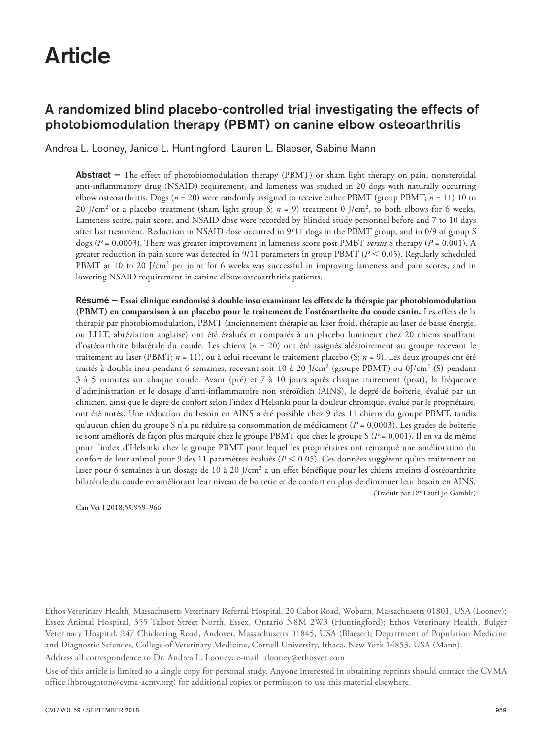# Article

## A randomized blind placebo-controlled trial investigating the effects of photobiomodulation therapy (PBMT) on canine elbow osteoarthritis

Andrea L. Looney, Janice L. Huntingford, Lauren L. Blaeser, Sabine Mann

**Abstract —** The effect of photobiomodulation therapy (PBMT) or sham light therapy on pain, nonsteroidal anti-inflammatory drug (NSAID) requirement, and lameness was studied in 20 dogs with naturally occurring elbow osteoarthritis. Dogs ($n = 20$) were randomly assigned to receive either PBMT (group PBMT; $n = 11$) 10 to 20 J/cm$^2$ or a placebo treatment (sham light group S; $n = 9$) treatment 0 J/cm$^2$, to both elbows for 6 weeks. Lameness score, pain score, and NSAID dose were recorded by blinded study personnel before and 7 to 10 days after last treatment. Reduction in NSAID dose occurred in 9/11 dogs in the PBMT group, and in 0/9 of group S dogs ($P = 0.0003$). There was greater improvement in lameness score post PMBT *versus* S therapy ($P = 0.001$). A greater reduction in pain score was detected in 9/11 parameters in group PBMT ($P < 0.05$). Regularly scheduled PBMT at 10 to 20 J/cm$^2$ per joint for 6 weeks was successful in improving lameness and pain scores, and in lowering NSAID requirement in canine elbow osteoarthritis patients.

**Résumé — Essai clinique randomisé à double insu examinant les effets de la thérapie par photobiomodulation (PBMT) en comparaison à un placebo pour le traitement de l'ostéoarthrite du coude canin.** Les effets de la thérapie par photobiomodulation, PBMT (anciennement thérapie au laser froid, thérapie au laser de basse énergie, ou LLLT, abréviation anglaise) ont été évalués et comparés à un placebo lumineux chez 20 chiens souffrant d'ostéoarthrite bilatérale du coude. Les chiens ($n = 20$) ont été assignés aléatoirement au groupe recevant le traitement au laser (PBMT; $n = 11$), ou à celui recevant le traitement placebo (S; $n = 9$). Les deux groupes ont été traités à double insu pendant 6 semaines, recevant soit 10 à 20 J/cm$^2$ (groupe PBMT) ou 0J/cm$^2$ (S) pendant 3 à 5 minutes sur chaque coude. Avant (pré) et 7 à 10 jours après chaque traitement (post), la fréquence d'administration et le dosage d'anti-inflammatoire non stéroïdien (AINS), le degré de boiterie, évalué par un clinicien, ainsi que le degré de confort selon l'index d'Helsinki pour la douleur chronique, évalué par le propriétaire, ont été notés. Une réduction du besoin en AINS a été possible chez 9 des 11 chiens du groupe PBMT, tandis qu'aucun chien du groupe S n'a pu réduire sa consommation de médicament ($P = 0,0003$). Les grades de boiterie se sont améliorés de façon plus marquée chez le groupe PBMT que chez le groupe S ($P = 0,001$). Il en va de même pour l'index d'Helsinki chez le groupe PBMT pour lequel les propriétaires ont remarqué une amélioration du confort de leur animal pour 9 des 11 paramètres évalués ($P < 0,05$). Ces données suggèrent qu'un traitement au laser pour 6 semaines à un dosage de 10 à 20 J/cm$^2$ a un effet bénéfique pour les chiens atteints d'ostéoarthrite bilatérale du coude en améliorant leur niveau de boiterie et de confort en plus de diminuer leur besoin en AINS.

(Traduit par Dre Lauri Jo Gamble)

Can Vet J 2018;59:959–966

Ethos Veterinary Health, Massachusetts Veterinary Referral Hospital, 20 Cabot Road, Woburn, Massachusetts 01801, USA (Looney); Essex Animal Hospital, 355 Talbot Street North, Essex, Ontario N8M 2W3 (Huntingford); Ethos Veterinary Health, Bulger Veterinary Hospital, 247 Chickering Road, Andover, Massachusetts 01845, USA (Blaeser); Department of Population Medicine and Diagnostic Sciences, College of Veterinary Medicine, Cornell University, Ithaca, New York 14853, USA (Mann).

Address all correspondence to Dr. Andrea L. Looney; e-mail: alooney@ethosvet.com

Use of this article is limited to a single copy for personal study. Anyone interested in obtaining reprints should contact the CVMA office (hbroughton@cvma-acmv.org) for additional copies or permission to use this material elsewhere.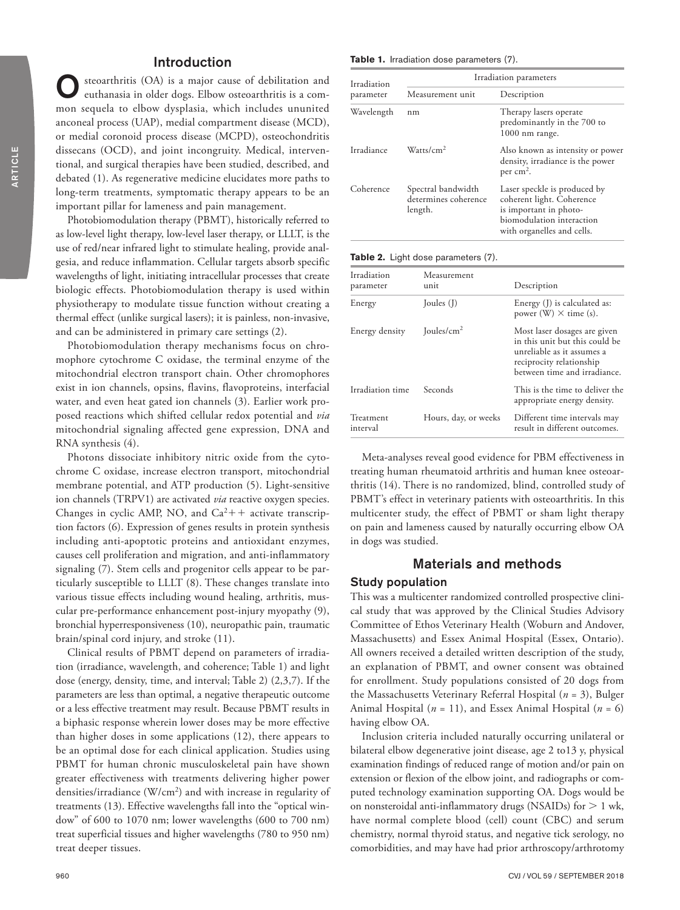## Introduction

Osteoarthritis (OA) is a major cause of debilitation and euthanasia in older dogs. Elbow osteoarthritis is a common sequela to elbow dysplasia, which includes ununited anconeal process (UAP), medial compartment disease (MCD), or medial coronoid process disease (MCPD), osteochondritis dissecans (OCD), and joint incongruity. Medical, interventional, and surgical therapies have been studied, described, and debated (1). As regenerative medicine elucidates more paths to long-term treatments, symptomatic therapy appears to be an important pillar for lameness and pain management.

Photobiomodulation therapy (PBMT), historically referred to as low-level light therapy, low-level laser therapy, or LLLT, is the use of red/near infrared light to stimulate healing, provide analgesia, and reduce inflammation. Cellular targets absorb specific wavelengths of light, initiating intracellular processes that create biologic effects. Photobiomodulation therapy is used within physiotherapy to modulate tissue function without creating a thermal effect (unlike surgical lasers); it is painless, non-invasive, and can be administered in primary care settings (2).

Photobiomodulation therapy mechanisms focus on chromophore cytochrome C oxidase, the terminal enzyme of the mitochondrial electron transport chain. Other chromophores exist in ion channels, opsins, flavins, flavoproteins, interfacial water, and even heat gated ion channels (3). Earlier work proposed reactions which shifted cellular redox potential and *via* mitochondrial signaling affected gene expression, DNA and RNA synthesis (4).

Photons dissociate inhibitory nitric oxide from the cytochrome C oxidase, increase electron transport, mitochondrial membrane potential, and ATP production (5). Light-sensitive ion channels (TRPV1) are activated *via* reactive oxygen species. Changes in cyclic AMP, NO, and $Ca^{2++}$ activate transcription factors (6). Expression of genes results in protein synthesis including anti-apoptotic proteins and antioxidant enzymes, causes cell proliferation and migration, and anti-inflammatory signaling (7). Stem cells and progenitor cells appear to be particularly susceptible to LLLT (8). These changes translate into various tissue effects including wound healing, arthritis, muscular pre-performance enhancement post-injury myopathy (9), bronchial hyperresponsiveness (10), neuropathic pain, traumatic brain/spinal cord injury, and stroke (11).

Clinical results of PBMT depend on parameters of irradiation (irradiance, wavelength, and coherence; Table 1) and light dose (energy, density, time, and interval; Table 2) (2,3,7). If the parameters are less than optimal, a negative therapeutic outcome or a less effective treatment may result. Because PBMT results in a biphasic response wherein lower doses may be more effective than higher doses in some applications (12), there appears to be an optimal dose for each clinical application. Studies using PBMT for human chronic musculoskeletal pain have shown greater effectiveness with treatments delivering higher power densities/irradiance ($W/cm^2$) and with increase in regularity of treatments (13). Effective wavelengths fall into the "optical window" of 600 to 1070 nm; lower wavelengths (600 to 700 nm) treat superficial tissues and higher wavelengths (780 to 950 nm) treat deeper tissues.

**Table 1.** Irradiation dose parameters (7).

| Irradiation parameter | Irradiation parameters | |
|---|---|---|
| | Measurement unit | Description |
| Wavelength | nm | Therapy lasers operate predominantly in the 700 to 1000 nm range. |
| Irradiance | $Watts/cm^2$ | Also known as intensity or power density, irradiance is the power per $cm^2$. |
| Coherence | Spectral bandwidth determines coherence length. | Laser speckle is produced by coherent light. Coherence is important in photobiomodulation interaction with organelles and cells. |

**Table 2.** Light dose parameters (7).

| Irradiation parameter | Measurement unit | Description |
|---|---|---|
| Energy | Joules (J) | Energy (J) is calculated as: power (W) × time (s). |
| Energy density | $Joules/cm^2$ | Most laser dosages are given in this unit but this could be unreliable as it assumes a reciprocity relationship between time and irradiance. |
| Irradiation time | Seconds | This is the time to deliver the appropriate energy density. |
| Treatment interval | Hours, day, or weeks | Different time intervals may result in different outcomes. |

Meta-analyses reveal good evidence for PBM effectiveness in treating human rheumatoid arthritis and human knee osteoarthritis (14). There is no randomized, blind, controlled study of PBMT's effect in veterinary patients with osteoarthritis. In this multicenter study, the effect of PBMT or sham light therapy on pain and lameness caused by naturally occurring elbow OA in dogs was studied.

## Materials and methods

### Study population

This was a multicenter randomized controlled prospective clinical study that was approved by the Clinical Studies Advisory Committee of Ethos Veterinary Health (Woburn and Andover, Massachusetts) and Essex Animal Hospital (Essex, Ontario). All owners received a detailed written description of the study, an explanation of PBMT, and owner consent was obtained for enrollment. Study populations consisted of 20 dogs from the Massachusetts Veterinary Referral Hospital ($n = 3$), Bulger Animal Hospital ($n = 11$), and Essex Animal Hospital ($n = 6$) having elbow OA.

Inclusion criteria included naturally occurring unilateral or bilateral elbow degenerative joint disease, age 2 to13 y, physical examination findings of reduced range of motion and/or pain on extension or flexion of the elbow joint, and radiographs or computed technology examination supporting OA. Dogs would be on nonsteroidal anti-inflammatory drugs (NSAIDs) for > 1 wk, have normal complete blood (cell) count (CBC) and serum chemistry, normal thyroid status, and negative tick serology, no comorbidities, and may have had prior arthroscopy/arthrotomy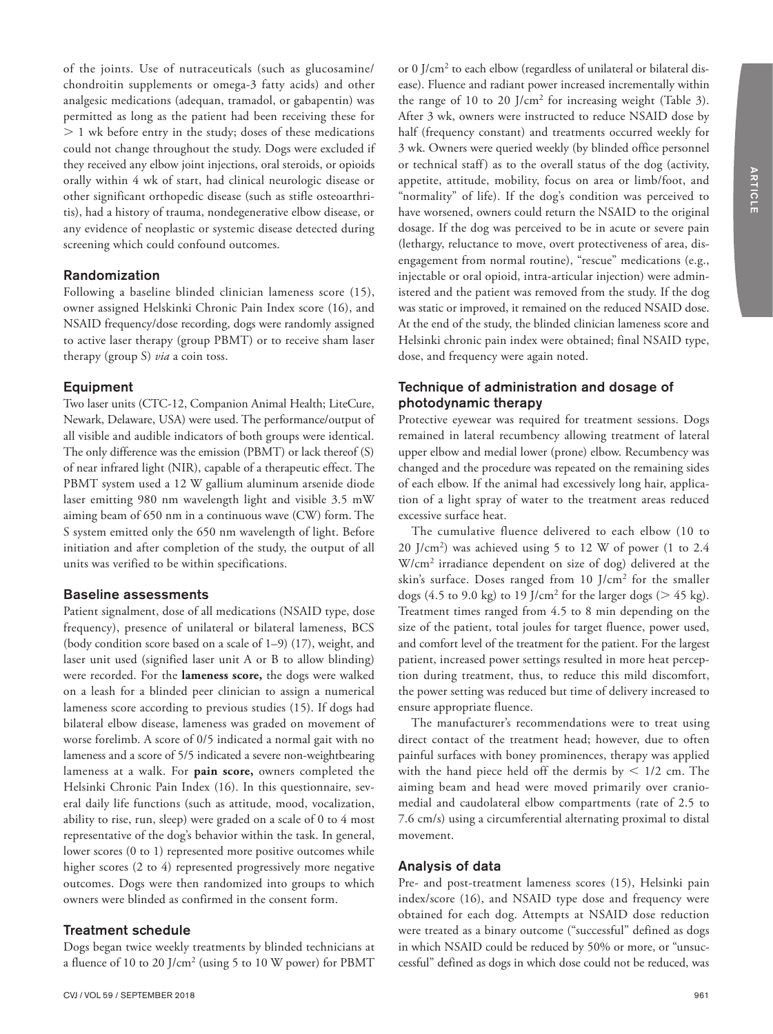of the joints. Use of nutraceuticals (such as glucosamine/chondroitin supplements or omega-3 fatty acids) and other analgesic medications (adequan, tramadol, or gabapentin) was permitted as long as the patient had been receiving these for > 1 wk before entry in the study; doses of these medications could not change throughout the study. Dogs were excluded if they received any elbow joint injections, oral steroids, or opioids orally within 4 wk of start, had clinical neurologic disease or other significant orthopedic disease (such as stifle osteoarthritis), had a history of trauma, nondegenerative elbow disease, or any evidence of neoplastic or systemic disease detected during screening which could confound outcomes.

## Randomization

Following a baseline blinded clinician lameness score (15), owner assigned Helskinki Chronic Pain Index score (16), and NSAID frequency/dose recording, dogs were randomly assigned to active laser therapy (group PBMT) or to receive sham laser therapy (group S) *via* a coin toss.

## Equipment

Two laser units (CTC-12, Companion Animal Health; LiteCure, Newark, Delaware, USA) were used. The performance/output of all visible and audible indicators of both groups were identical. The only difference was the emission (PBMT) or lack thereof (S) of near infrared light (NIR), capable of a therapeutic effect. The PBMT system used a 12 W gallium aluminum arsenide diode laser emitting 980 nm wavelength light and visible 3.5 mW aiming beam of 650 nm in a continuous wave (CW) form. The S system emitted only the 650 nm wavelength of light. Before initiation and after completion of the study, the output of all units was verified to be within specifications.

## Baseline assessments

Patient signalment, dose of all medications (NSAID type, dose frequency), presence of unilateral or bilateral lameness, BCS (body condition score based on a scale of 1–9) (17), weight, and laser unit used (signified laser unit A or B to allow blinding) were recorded. For the **lameness score,** the dogs were walked on a leash for a blinded peer clinician to assign a numerical lameness score according to previous studies (15). If dogs had bilateral elbow disease, lameness was graded on movement of worse forelimb. A score of 0/5 indicated a normal gait with no lameness and a score of 5/5 indicated a severe non-weightbearing lameness at a walk. For **pain score,** owners completed the Helsinki Chronic Pain Index (16). In this questionnaire, several daily life functions (such as attitude, mood, vocalization, ability to rise, run, sleep) were graded on a scale of 0 to 4 most representative of the dog's behavior within the task. In general, lower scores (0 to 1) represented more positive outcomes while higher scores (2 to 4) represented progressively more negative outcomes. Dogs were then randomized into groups to which owners were blinded as confirmed in the consent form.

## Treatment schedule

Dogs began twice weekly treatments by blinded technicians at a fluence of 10 to 20 J/cm$^2$ (using 5 to 10 W power) for PBMT or 0 J/cm$^2$ to each elbow (regardless of unilateral or bilateral disease). Fluence and radiant power increased incrementally within the range of 10 to 20 J/cm$^2$ for increasing weight (Table 3). After 3 wk, owners were instructed to reduce NSAID dose by half (frequency constant) and treatments occurred weekly for 3 wk. Owners were queried weekly (by blinded office personnel or technical staff) as to the overall status of the dog (activity, appetite, attitude, mobility, focus on area or limb/foot, and "normality" of life). If the dog's condition was perceived to have worsened, owners could return the NSAID to the original dosage. If the dog was perceived to be in acute or severe pain (lethargy, reluctance to move, overt protectiveness of area, disengagement from normal routine), "rescue" medications (e.g., injectable or oral opioid, intra-articular injection) were administered and the patient was removed from the study. If the dog was static or improved, it remained on the reduced NSAID dose. At the end of the study, the blinded clinician lameness score and Helsinki chronic pain index were obtained; final NSAID type, dose, and frequency were again noted.

## Technique of administration and dosage of photodynamic therapy

Protective eyewear was required for treatment sessions. Dogs remained in lateral recumbency allowing treatment of lateral upper elbow and medial lower (prone) elbow. Recumbency was changed and the procedure was repeated on the remaining sides of each elbow. If the animal had excessively long hair, application of a light spray of water to the treatment areas reduced excessive surface heat.

The cumulative fluence delivered to each elbow (10 to 20 J/cm$^2$) was achieved using 5 to 12 W of power (1 to 2.4 W/cm$^2$ irradiance dependent on size of dog) delivered at the skin's surface. Doses ranged from 10 J/cm$^2$ for the smaller dogs (4.5 to 9.0 kg) to 19 J/cm$^2$ for the larger dogs (> 45 kg). Treatment times ranged from 4.5 to 8 min depending on the size of the patient, total joules for target fluence, power used, and comfort level of the treatment for the patient. For the largest patient, increased power settings resulted in more heat perception during treatment, thus, to reduce this mild discomfort, the power setting was reduced but time of delivery increased to ensure appropriate fluence.

The manufacturer's recommendations were to treat using direct contact of the treatment head; however, due to often painful surfaces with boney prominences, therapy was applied with the hand piece held off the dermis by < 1/2 cm. The aiming beam and head were moved primarily over craniomedial and caudolateral elbow compartments (rate of 2.5 to 7.6 cm/s) using a circumferential alternating proximal to distal movement.

## Analysis of data

Pre- and post-treatment lameness scores (15), Helsinki pain index/score (16), and NSAID type dose and frequency were obtained for each dog. Attempts at NSAID dose reduction were treated as a binary outcome ("successful" defined as dogs in which NSAID could be reduced by 50% or more, or "unsuccessful" defined as dogs in which dose could not be reduced, was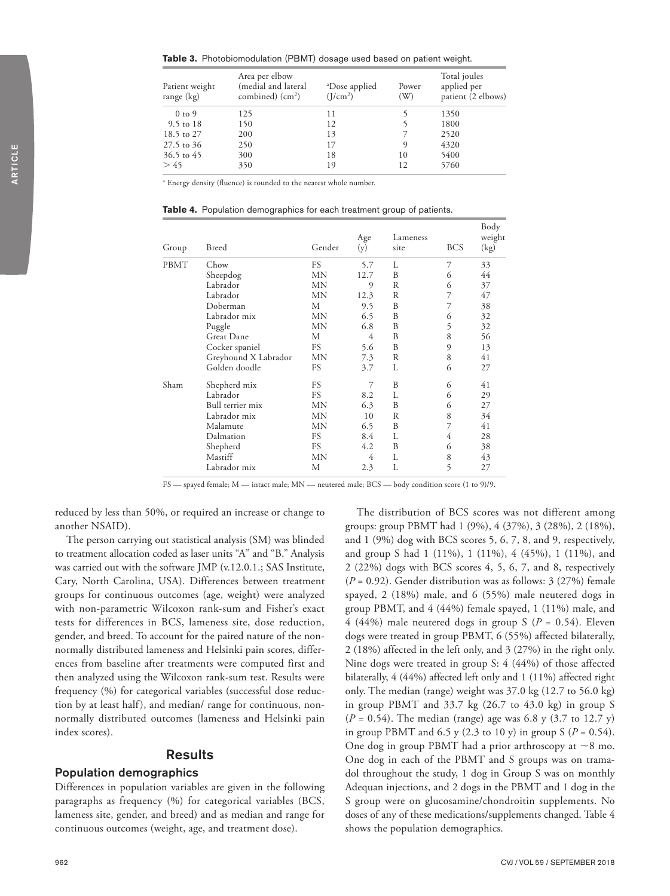**Table 3.** Photobiomodulation (PBMT) dosage used based on patient weight.

| Patient weight range (kg) | Area per elbow (medial and lateral combined) ($cm^2$) | [a]Dose applied ($J/cm^2$) | Power (W) | Total joules applied per patient (2 elbows) |
|---|---|---|---|---|
| 0 to 9 | 125 | 11 | 5 | 1350 |
| 9.5 to 18 | 150 | 12 | 5 | 1800 |
| 18.5 to 27 | 200 | 13 | 7 | 2520 |
| 27.5 to 36 | 250 | 17 | 9 | 4320 |
| 36.5 to 45 | 300 | 18 | 10 | 5400 |
| > 45 | 350 | 19 | 12 | 5760 |

[a] Energy density (fluence) is rounded to the nearest whole number.

**Table 4.** Population demographics for each treatment group of patients.

| Group | Breed | Gender | Age (y) | Lameness site | BCS | Body weight (kg) |
|---|---|---|---|---|---|---|
| PBMT | Chow | FS | 5.7 | L | 7 | 33 |
| | Sheepdog | MN | 12.7 | B | 6 | 44 |
| | Labrador | MN | 9 | R | 6 | 37 |
| | Labrador | MN | 12.3 | R | 7 | 47 |
| | Doberman | M | 9.5 | B | 7 | 38 |
| | Labrador mix | MN | 6.5 | B | 6 | 32 |
| | Puggle | MN | 6.8 | B | 5 | 32 |
| | Great Dane | M | 4 | B | 8 | 56 |
| | Cocker spaniel | FS | 5.6 | B | 9 | 13 |
| | Greyhound X Labrador | MN | 7.3 | R | 8 | 41 |
| | Golden doodle | FS | 3.7 | L | 6 | 27 |
| Sham | Shepherd mix | FS | 7 | B | 6 | 41 |
| | Labrador | FS | 8.2 | L | 6 | 29 |
| | Bull terrier mix | MN | 6.3 | B | 6 | 27 |
| | Labrador mix | MN | 10 | R | 8 | 34 |
| | Malamute | MN | 6.5 | B | 7 | 41 |
| | Dalmation | FS | 8.4 | L | 4 | 28 |
| | Shepherd | FS | 4.2 | B | 6 | 38 |
| | Mastiff | MN | 4 | L | 8 | 43 |
| | Labrador mix | M | 2.3 | L | 5 | 27 |

FS — spayed female; M — intact male; MN — neutered male; BCS — body condition score (1 to 9)/9.

reduced by less than 50%, or required an increase or change to another NSAID).

The person carrying out statistical analysis (SM) was blinded to treatment allocation coded as laser units "A" and "B." Analysis was carried out with the software JMP (v.12.0.1.; SAS Institute, Cary, North Carolina, USA). Differences between treatment groups for continuous outcomes (age, weight) were analyzed with non-parametric Wilcoxon rank-sum and Fisher's exact tests for differences in BCS, lameness site, dose reduction, gender, and breed. To account for the paired nature of the non-normally distributed lameness and Helsinki pain scores, differences from baseline after treatments were computed first and then analyzed using the Wilcoxon rank-sum test. Results were frequency (%) for categorical variables (successful dose reduction by at least half), and median/ range for continuous, non-normally distributed outcomes (lameness and Helsinki pain index scores).

## Results

### Population demographics

Differences in population variables are given in the following paragraphs as frequency (%) for categorical variables (BCS, lameness site, gender, and breed) and as median and range for continuous outcomes (weight, age, and treatment dose).

The distribution of BCS scores was not different among groups: group PBMT had 1 (9%), 4 (37%), 3 (28%), 2 (18%), and 1 (9%) dog with BCS scores 5, 6, 7, 8, and 9, respectively, and group S had 1 (11%), 1 (11%), 4 (45%), 1 (11%), and 2 (22%) dogs with BCS scores 4, 5, 6, 7, and 8, respectively ($P = 0.92$). Gender distribution was as follows: 3 (27%) female spayed, 2 (18%) male, and 6 (55%) male neutered dogs in group PBMT, and 4 (44%) female spayed, 1 (11%) male, and 4 (44%) male neutered dogs in group S ($P = 0.54$). Eleven dogs were treated in group PBMT, 6 (55%) affected bilaterally, 2 (18%) affected in the left only, and 3 (27%) in the right only. Nine dogs were treated in group S: 4 (44%) of those affected bilaterally, 4 (44%) affected left only and 1 (11%) affected right only. The median (range) weight was 37.0 kg (12.7 to 56.0 kg) in group PBMT and 33.7 kg (26.7 to 43.0 kg) in group S ($P = 0.54$). The median (range) age was 6.8 y (3.7 to 12.7 y) in group PBMT and 6.5 y (2.3 to 10 y) in group S ($P = 0.54$). One dog in group PBMT had a prior arthroscopy at ~8 mo. One dog in each of the PBMT and S groups was on tramadol throughout the study, 1 dog in Group S was on monthly Adequan injections, and 2 dogs in the PBMT and 1 dog in the S group were on glucosamine/chondroitin supplements. No doses of any of these medications/supplements changed. Table 4 shows the population demographics.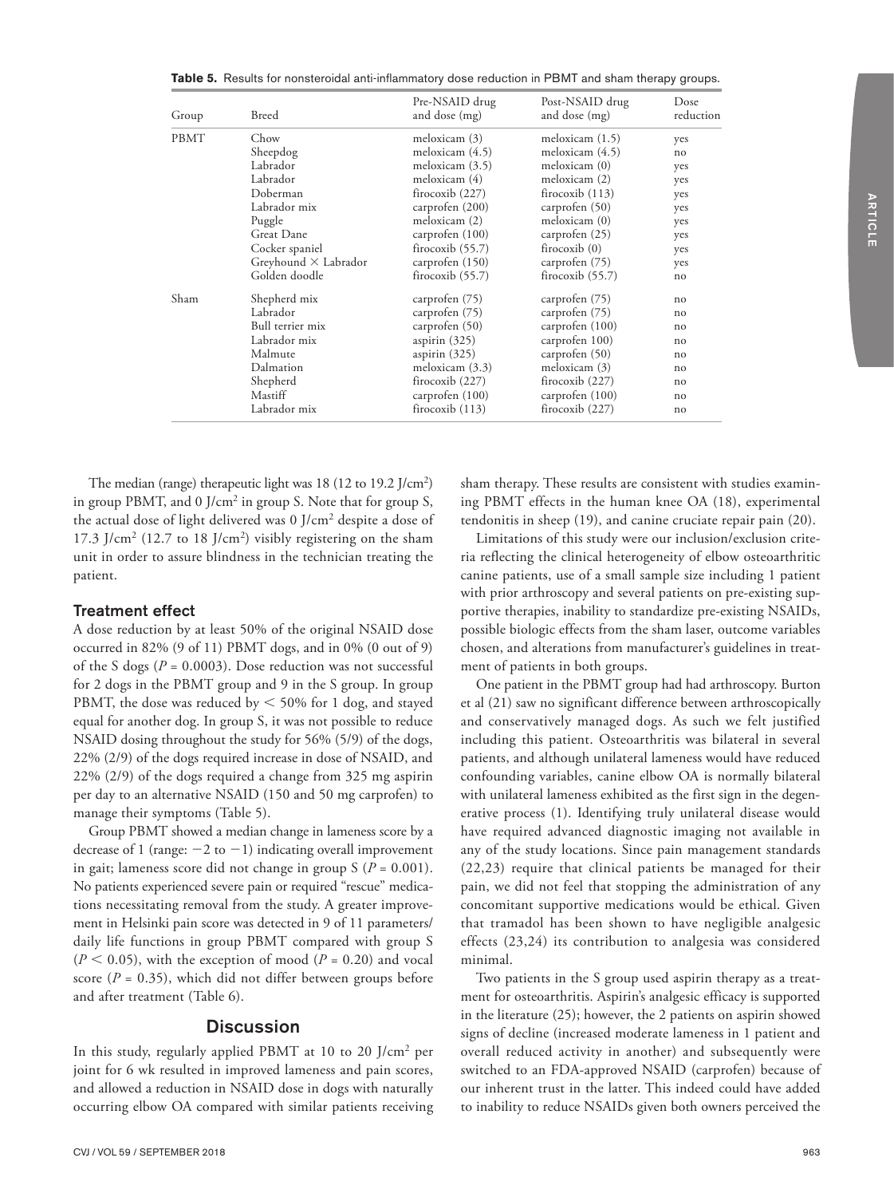**Table 5.** Results for nonsteroidal anti-inflammatory dose reduction in PBMT and sham therapy groups.

| Group | Breed | Pre-NSAID drug and dose (mg) | Post-NSAID drug and dose (mg) | Dose reduction |
|---|---|---|---|---|
| PBMT | Chow | meloxicam (3) | meloxicam (1.5) | yes |
| | Sheepdog | meloxicam (4.5) | meloxicam (4.5) | no |
| | Labrador | meloxicam (3.5) | meloxicam (0) | yes |
| | Labrador | meloxicam (4) | meloxicam (2) | yes |
| | Doberman | firocoxib (227) | firocoxib (113) | yes |
| | Labrador mix | carprofen (200) | carprofen (50) | yes |
| | Puggle | meloxicam (2) | meloxicam (0) | yes |
| | Great Dane | carprofen (100) | carprofen (25) | yes |
| | Cocker spaniel | firocoxib (55.7) | firocoxib (0) | yes |
| | Greyhound × Labrador | carprofen (150) | carprofen (75) | yes |
| | Golden doodle | firocoxib (55.7) | firocoxib (55.7) | no |
| Sham | Shepherd mix | carprofen (75) | carprofen (75) | no |
| | Labrador | carprofen (75) | carprofen (75) | no |
| | Bull terrier mix | carprofen (50) | carprofen (100) | no |
| | Labrador mix | aspirin (325) | carprofen 100) | no |
| | Malmute | aspirin (325) | carprofen (50) | no |
| | Dalmation | meloxicam (3.3) | meloxicam (3) | no |
| | Shepherd | firocoxib (227) | firocoxib (227) | no |
| | Mastiff | carprofen (100) | carprofen (100) | no |
| | Labrador mix | firocoxib (113) | firocoxib (227) | no |

The median (range) therapeutic light was 18 (12 to 19.2 J/cm$^2$) in group PBMT, and 0 J/cm$^2$ in group S. Note that for group S, the actual dose of light delivered was 0 J/cm$^2$ despite a dose of 17.3 J/cm$^2$ (12.7 to 18 J/cm$^2$) visibly registering on the sham unit in order to assure blindness in the technician treating the patient.

### Treatment effect

A dose reduction by at least 50% of the original NSAID dose occurred in 82% (9 of 11) PBMT dogs, and in 0% (0 out of 9) of the S dogs ($P$ = 0.0003). Dose reduction was not successful for 2 dogs in the PBMT group and 9 in the S group. In group PBMT, the dose was reduced by < 50% for 1 dog, and stayed equal for another dog. In group S, it was not possible to reduce NSAID dosing throughout the study for 56% (5/9) of the dogs, 22% (2/9) of the dogs required increase in dose of NSAID, and 22% (2/9) of the dogs required a change from 325 mg aspirin per day to an alternative NSAID (150 and 50 mg carprofen) to manage their symptoms (Table 5).

Group PBMT showed a median change in lameness score by a decrease of 1 (range: $-2$ to $-1$) indicating overall improvement in gait; lameness score did not change in group S ($P$ = 0.001). No patients experienced severe pain or required "rescue" medications necessitating removal from the study. A greater improvement in Helsinki pain score was detected in 9 of 11 parameters/daily life functions in group PBMT compared with group S ($P < 0.05$), with the exception of mood ($P$ = 0.20) and vocal score ($P$ = 0.35), which did not differ between groups before and after treatment (Table 6).

## Discussion

In this study, regularly applied PBMT at 10 to 20 J/cm$^2$ per joint for 6 wk resulted in improved lameness and pain scores, and allowed a reduction in NSAID dose in dogs with naturally occurring elbow OA compared with similar patients receiving sham therapy. These results are consistent with studies examining PBMT effects in the human knee OA (18), experimental tendonitis in sheep (19), and canine cruciate repair pain (20).

Limitations of this study were our inclusion/exclusion criteria reflecting the clinical heterogeneity of elbow osteoarthritic canine patients, use of a small sample size including 1 patient with prior arthroscopy and several patients on pre-existing supportive therapies, inability to standardize pre-existing NSAIDs, possible biologic effects from the sham laser, outcome variables chosen, and alterations from manufacturer's guidelines in treatment of patients in both groups.

One patient in the PBMT group had had arthroscopy. Burton et al (21) saw no significant difference between arthroscopically and conservatively managed dogs. As such we felt justified including this patient. Osteoarthritis was bilateral in several patients, and although unilateral lameness would have reduced confounding variables, canine elbow OA is normally bilateral with unilateral lameness exhibited as the first sign in the degenerative process (1). Identifying truly unilateral disease would have required advanced diagnostic imaging not available in any of the study locations. Since pain management standards (22,23) require that clinical patients be managed for their pain, we did not feel that stopping the administration of any concomitant supportive medications would be ethical. Given that tramadol has been shown to have negligible analgesic effects (23,24) its contribution to analgesia was considered minimal.

Two patients in the S group used aspirin therapy as a treatment for osteoarthritis. Aspirin's analgesic efficacy is supported in the literature (25); however, the 2 patients on aspirin showed signs of decline (increased moderate lameness in 1 patient and overall reduced activity in another) and subsequently were switched to an FDA-approved NSAID (carprofen) because of our inherent trust in the latter. This indeed could have added to inability to reduce NSAIDs given both owners perceived the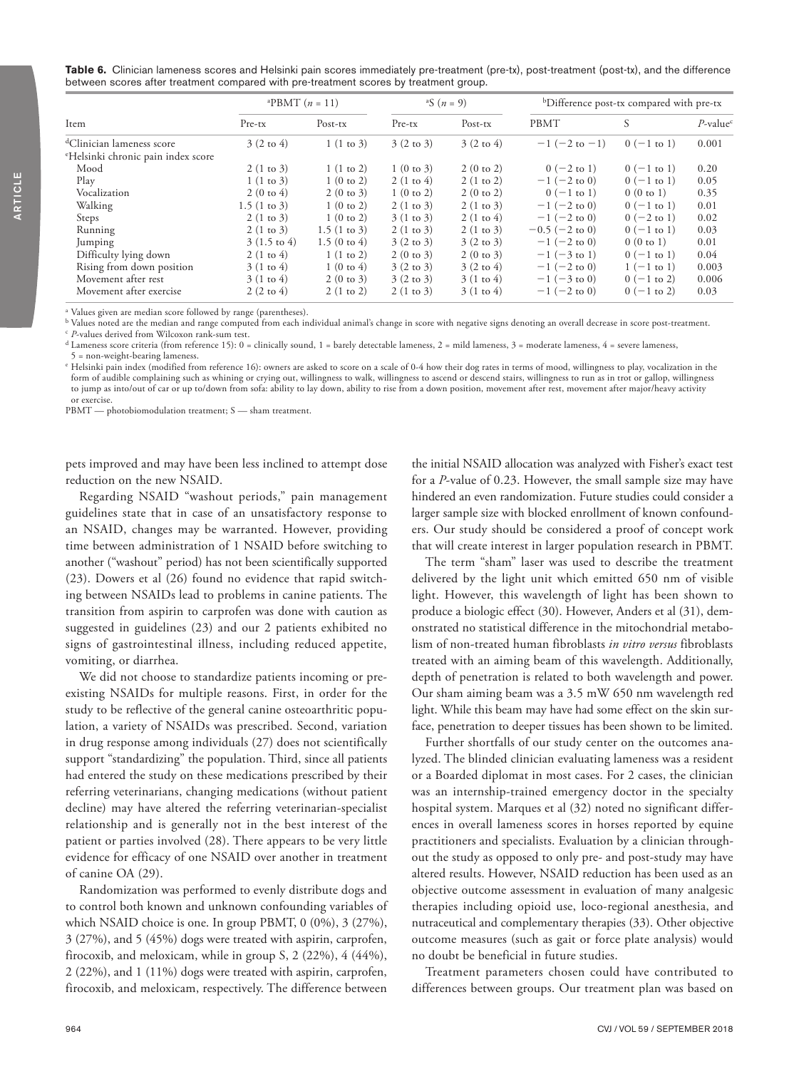**Table 6.** Clinician lameness scores and Helsinki pain scores immediately pre-treatment (pre-tx), post-treatment (post-tx), and the difference between scores after treatment compared with pre-treatment scores by treatment group.

| Item | [a]PBMT ($n = 11$) | | [a]S ($n = 9$) | | [b]Difference post-tx compared with pre-tx | | |
|---|---|---|---|---|---|---|---|
| | Pre-tx | Post-tx | Pre-tx | Post-tx | PBMT | S | *P*-value[c] |
| [d]Clinician lameness score | 3 (2 to 4) | 1 (1 to 3) | 3 (2 to 3) | 3 (2 to 4) | −1 (−2 to −1) | 0 (−1 to 1) | 0.001 |
| [e]Helsinki chronic pain index score | | | | | | | |
| Mood | 2 (1 to 3) | 1 (1 to 2) | 1 (0 to 3) | 2 (0 to 2) | 0 (−2 to 1) | 0 (−1 to 1) | 0.20 |
| Play | 1 (1 to 3) | 1 (0 to 2) | 2 (1 to 4) | 2 (1 to 2) | −1 (−2 to 0) | 0 (−1 to 1) | 0.05 |
| Vocalization | 2 (0 to 4) | 2 (0 to 3) | 1 (0 to 2) | 2 (0 to 2) | 0 (−1 to 1) | 0 (0 to 1) | 0.35 |
| Walking | 1.5 (1 to 3) | 1 (0 to 2) | 2 (1 to 3) | 2 (1 to 3) | −1 (−2 to 0) | 0 (−1 to 1) | 0.01 |
| Steps | 2 (1 to 3) | 1 (0 to 2) | 3 (1 to 3) | 2 (1 to 4) | −1 (−2 to 0) | 0 (−2 to 1) | 0.02 |
| Running | 2 (1 to 3) | 1.5 (1 to 3) | 2 (1 to 3) | 2 (1 to 3) | −0.5 (−2 to 0) | 0 (−1 to 1) | 0.03 |
| Jumping | 3 (1.5 to 4) | 1.5 (0 to 4) | 3 (2 to 3) | 3 (2 to 3) | −1 (−2 to 0) | 0 (0 to 1) | 0.01 |
| Difficulty lying down | 2 (1 to 4) | 1 (1 to 2) | 2 (0 to 3) | 2 (0 to 3) | −1 (−3 to 1) | 0 (−1 to 1) | 0.04 |
| Rising from down position | 3 (1 to 4) | 1 (0 to 4) | 3 (2 to 3) | 3 (2 to 4) | −1 (−2 to 0) | 1 (−1 to 1) | 0.003 |
| Movement after rest | 3 (1 to 4) | 2 (0 to 3) | 3 (2 to 3) | 3 (1 to 4) | −1 (−3 to 0) | 0 (−1 to 2) | 0.006 |
| Movement after exercise | 2 (2 to 4) | 2 (1 to 2) | 2 (1 to 3) | 3 (1 to 4) | −1 (−2 to 0) | 0 (−1 to 2) | 0.03 |

[a] Values given are median score followed by range (parentheses).
[b] Values noted are the median and range computed from each individual animal's change in score with negative signs denoting an overall decrease in score post-treatment.
[c] *P*-values derived from Wilcoxon rank-sum test.
[d] Lameness score criteria (from reference 15): 0 = clinically sound, 1 = barely detectable lameness, 2 = mild lameness, 3 = moderate lameness, 4 = severe lameness, 5 = non-weight-bearing lameness.
[e] Helsinki pain index (modified from reference 16): owners are asked to score on a scale of 0-4 how their dog rates in terms of mood, willingness to play, vocalization in the form of audible complaining such as whining or crying out, willingness to walk, willingness to ascend or descend stairs, willingness to run as in trot or gallop, willingness to jump as into/out of car or up to/down from sofa: ability to lay down, ability to rise from a down position, movement after rest, movement after major/heavy activity or exercise.
PBMT — photobiomodulation treatment; S — sham treatment.

pets improved and may have been less inclined to attempt dose reduction on the new NSAID.

Regarding NSAID "washout periods," pain management guidelines state that in case of an unsatisfactory response to an NSAID, changes may be warranted. However, providing time between administration of 1 NSAID before switching to another ("washout" period) has not been scientifically supported (23). Dowers et al (26) found no evidence that rapid switching between NSAIDs lead to problems in canine patients. The transition from aspirin to carprofen was done with caution as suggested in guidelines (23) and our 2 patients exhibited no signs of gastrointestinal illness, including reduced appetite, vomiting, or diarrhea.

We did not choose to standardize patients incoming or pre-existing NSAIDs for multiple reasons. First, in order for the study to be reflective of the general canine osteoarthritic population, a variety of NSAIDs was prescribed. Second, variation in drug response among individuals (27) does not scientifically support "standardizing" the population. Third, since all patients had entered the study on these medications prescribed by their referring veterinarians, changing medications (without patient decline) may have altered the referring veterinarian-specialist relationship and is generally not in the best interest of the patient or parties involved (28). There appears to be very little evidence for efficacy of one NSAID over another in treatment of canine OA (29).

Randomization was performed to evenly distribute dogs and to control both known and unknown confounding variables of which NSAID choice is one. In group PBMT, 0 (0%), 3 (27%), 3 (27%), and 5 (45%) dogs were treated with aspirin, carprofen, firocoxib, and meloxicam, while in group S, 2 (22%), 4 (44%), 2 (22%), and 1 (11%) dogs were treated with aspirin, carprofen, firocoxib, and meloxicam, respectively. The difference between the initial NSAID allocation was analyzed with Fisher's exact test for a *P*-value of 0.23. However, the small sample size may have hindered an even randomization. Future studies could consider a larger sample size with blocked enrollment of known confounders. Our study should be considered a proof of concept work that will create interest in larger population research in PBMT.

The term "sham" laser was used to describe the treatment delivered by the light unit which emitted 650 nm of visible light. However, this wavelength of light has been shown to produce a biologic effect (30). However, Anders et al (31), demonstrated no statistical difference in the mitochondrial metabolism of non-treated human fibroblasts *in vitro versus* fibroblasts treated with an aiming beam of this wavelength. Additionally, depth of penetration is related to both wavelength and power. Our sham aiming beam was a 3.5 mW 650 nm wavelength red light. While this beam may have had some effect on the skin surface, penetration to deeper tissues has been shown to be limited.

Further shortfalls of our study center on the outcomes analyzed. The blinded clinician evaluating lameness was a resident or a Boarded diplomat in most cases. For 2 cases, the clinician was an internship-trained emergency doctor in the specialty hospital system. Marques et al (32) noted no significant differences in overall lameness scores in horses reported by equine practitioners and specialists. Evaluation by a clinician throughout the study as opposed to only pre- and post-study may have altered results. However, NSAID reduction has been used as an objective outcome assessment in evaluation of many analgesic therapies including opioid use, loco-regional anesthesia, and nutraceutical and complementary therapies (33). Other objective outcome measures (such as gait or force plate analysis) would no doubt be beneficial in future studies.

Treatment parameters chosen could have contributed to differences between groups. Our treatment plan was based on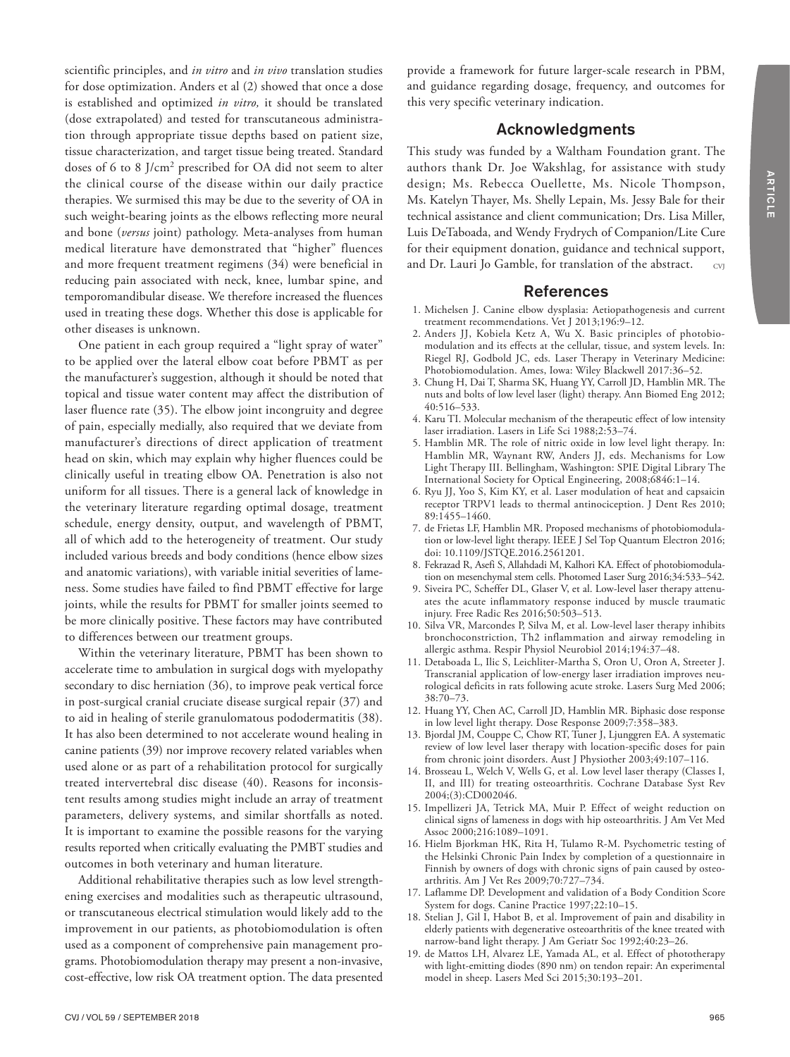scientific principles, and *in vitro* and *in vivo* translation studies for dose optimization. Anders et al (2) showed that once a dose is established and optimized *in vitro,* it should be translated (dose extrapolated) and tested for transcutaneous administration through appropriate tissue depths based on patient size, tissue characterization, and target tissue being treated. Standard doses of 6 to 8 J/cm$^2$ prescribed for OA did not seem to alter the clinical course of the disease within our daily practice therapies. We surmised this may be due to the severity of OA in such weight-bearing joints as the elbows reflecting more neural and bone (*versus* joint) pathology. Meta-analyses from human medical literature have demonstrated that "higher" fluences and more frequent treatment regimens (34) were beneficial in reducing pain associated with neck, knee, lumbar spine, and temporomandibular disease. We therefore increased the fluences used in treating these dogs. Whether this dose is applicable for other diseases is unknown.

One patient in each group required a "light spray of water" to be applied over the lateral elbow coat before PBMT as per the manufacturer's suggestion, although it should be noted that topical and tissue water content may affect the distribution of laser fluence rate (35). The elbow joint incongruity and degree of pain, especially medially, also required that we deviate from manufacturer's directions of direct application of treatment head on skin, which may explain why higher fluences could be clinically useful in treating elbow OA. Penetration is also not uniform for all tissues. There is a general lack of knowledge in the veterinary literature regarding optimal dosage, treatment schedule, energy density, output, and wavelength of PBMT, all of which add to the heterogeneity of treatment. Our study included various breeds and body conditions (hence elbow sizes and anatomic variations), with variable initial severities of lameness. Some studies have failed to find PBMT effective for large joints, while the results for PBMT for smaller joints seemed to be more clinically positive. These factors may have contributed to differences between our treatment groups.

Within the veterinary literature, PBMT has been shown to accelerate time to ambulation in surgical dogs with myelopathy secondary to disc herniation (36), to improve peak vertical force in post-surgical cranial cruciate disease surgical repair (37) and to aid in healing of sterile granulomatous pododermatitis (38). It has also been determined to not accelerate wound healing in canine patients (39) nor improve recovery related variables when used alone or as part of a rehabilitation protocol for surgically treated intervertebral disc disease (40). Reasons for inconsistent results among studies might include an array of treatment parameters, delivery systems, and similar shortfalls as noted. It is important to examine the possible reasons for the varying results reported when critically evaluating the PMBT studies and outcomes in both veterinary and human literature.

Additional rehabilitative therapies such as low level strengthening exercises and modalities such as therapeutic ultrasound, or transcutaneous electrical stimulation would likely add to the improvement in our patients, as photobiomodulation is often used as a component of comprehensive pain management programs. Photobiomodulation therapy may present a non-invasive, cost-effective, low risk OA treatment option. The data presented provide a framework for future larger-scale research in PBM, and guidance regarding dosage, frequency, and outcomes for this very specific veterinary indication.

## Acknowledgments

This study was funded by a Waltham Foundation grant. The authors thank Dr. Joe Wakshlag, for assistance with study design; Ms. Rebecca Ouellette, Ms. Nicole Thompson, Ms. Katelyn Thayer, Ms. Shelly Lepain, Ms. Jessy Bale for their technical assistance and client communication; Drs. Lisa Miller, Luis DeTaboada, and Wendy Frydrych of Companion/Lite Cure for their equipment donation, guidance and technical support, and Dr. Lauri Jo Gamble, for translation of the abstract. CVJ

## References

1. Michelsen J. Canine elbow dysplasia: Aetiopathogenesis and current treatment recommendations. Vet J 2013;196:9–12.
2. Anders JJ, Kobiela Ketz A, Wu X. Basic principles of photobiomodulation and its effects at the cellular, tissue, and system levels. In: Riegel RJ, Godbold JC, eds. Laser Therapy in Veterinary Medicine: Photobiomodulation. Ames, Iowa: Wiley Blackwell 2017:36–52.
3. Chung H, Dai T, Sharma SK, Huang YY, Carroll JD, Hamblin MR. The nuts and bolts of low level laser (light) therapy. Ann Biomed Eng 2012; 40:516–533.
4. Karu TI. Molecular mechanism of the therapeutic effect of low intensity laser irradiation. Lasers in Life Sci 1988;2:53–74.
5. Hamblin MR. The role of nitric oxide in low level light therapy. In: Hamblin MR, Waynant RW, Anders JJ, eds. Mechanisms for Low Light Therapy III. Bellingham, Washington: SPIE Digital Library The International Society for Optical Engineering, 2008;6846:1–14.
6. Ryu JJ, Yoo S, Kim KY, et al. Laser modulation of heat and capsaicin receptor TRPV1 leads to thermal antinociception. J Dent Res 2010; 89:1455–1460.
7. de Frietas LF, Hamblin MR. Proposed mechanisms of photobiomodulation or low-level light therapy. IEEE J Sel Top Quantum Electron 2016; doi: 10.1109/JSTQE.2016.2561201.
8. Fekrazad R, Asefi S, Allahdadi M, Kalhori KA. Effect of photobiomodulation on mesenchymal stem cells. Photomed Laser Surg 2016;34:533–542.
9. Siveira PC, Scheffer DL, Glaser V, et al. Low-level laser therapy attenuates the acute inflammatory response induced by muscle traumatic injury. Free Radic Res 2016;50:503–513.
10. Silva VR, Marcondes P, Silva M, et al. Low-level laser therapy inhibits bronchoconstriction, Th2 inflammation and airway remodeling in allergic asthma. Respir Physiol Neurobiol 2014;194:37–48.
11. Detaboada L, Ilic S, Leichliter-Martha S, Oron U, Oron A, Streeter J. Transcranial application of low-energy laser irradiation improves neurological deficits in rats following acute stroke. Lasers Surg Med 2006; 38:70–73.
12. Huang YY, Chen AC, Carroll JD, Hamblin MR. Biphasic dose response in low level light therapy. Dose Response 2009;7:358–383.
13. Bjordal JM, Couppe C, Chow RT, Tuner J, Ljunggren EA. A systematic review of low level laser therapy with location-specific doses for pain from chronic joint disorders. Aust J Physiother 2003;49:107–116.
14. Brosseau L, Welch V, Wells G, et al. Low level laser therapy (Classes I, II, and III) for treating osteoarthritis. Cochrane Database Syst Rev 2004;(3):CD002046.
15. Impellizeri JA, Tetrick MA, Muir P. Effect of weight reduction on clinical signs of lameness in dogs with hip osteoarthritis. J Am Vet Med Assoc 2000;216:1089–1091.
16. Hielm Bjorkman HK, Rita H, Tulamo R-M. Psychometric testing of the Helsinki Chronic Pain Index by completion of a questionnaire in Finnish by owners of dogs with chronic signs of pain caused by osteoarthritis. Am J Vet Res 2009;70:727–734.
17. Laflamme DP. Development and validation of a Body Condition Score System for dogs. Canine Practice 1997;22:10–15.
18. Stelian J, Gil I, Habot B, et al. Improvement of pain and disability in elderly patients with degenerative osteoarthritis of the knee treated with narrow-band light therapy. J Am Geriatr Soc 1992;40:23–26.
19. de Mattos LH, Alvarez LE, Yamada AL, et al. Effect of phototherapy with light-emitting diodes (890 nm) on tendon repair: An experimental model in sheep. Lasers Med Sci 2015;30:193–201.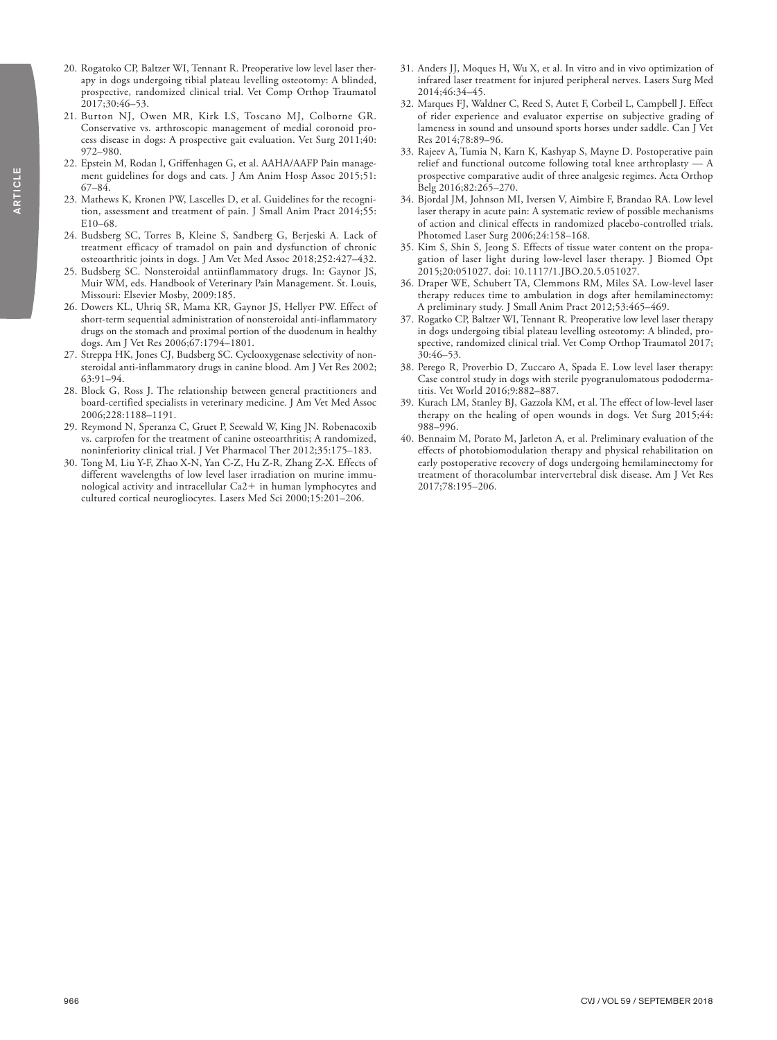20. Rogatoko CP, Baltzer WI, Tennant R. Preoperative low level laser therapy in dogs undergoing tibial plateau levelling osteotomy: A blinded, prospective, randomized clinical trial. Vet Comp Orthop Traumatol 2017;30:46–53.
21. Burton NJ, Owen MR, Kirk LS, Toscano MJ, Colborne GR. Conservative vs. arthroscopic management of medial coronoid process disease in dogs: A prospective gait evaluation. Vet Surg 2011;40: 972–980.
22. Epstein M, Rodan I, Griffenhagen G, et al. AAHA/AAFP Pain management guidelines for dogs and cats. J Am Anim Hosp Assoc 2015;51: 67–84.
23. Mathews K, Kronen PW, Lascelles D, et al. Guidelines for the recognition, assessment and treatment of pain. J Small Anim Pract 2014;55: E10–68.
24. Budsberg SC, Torres B, Kleine S, Sandberg G, Berjeski A. Lack of treatment efficacy of tramadol on pain and dysfunction of chronic osteoarthritic joints in dogs. J Am Vet Med Assoc 2018;252:427–432.
25. Budsberg SC. Nonsteroidal antiinflammatory drugs. In: Gaynor JS, Muir WM, eds. Handbook of Veterinary Pain Management. St. Louis, Missouri: Elsevier Mosby, 2009:185.
26. Dowers KL, Uhriq SR, Mama KR, Gaynor JS, Hellyer PW. Effect of short-term sequential administration of nonsteroidal anti-inflammatory drugs on the stomach and proximal portion of the duodenum in healthy dogs. Am J Vet Res 2006;67:1794–1801.
27. Streppa HK, Jones CJ, Budsberg SC. Cyclooxygenase selectivity of nonsteroidal anti-inflammatory drugs in canine blood. Am J Vet Res 2002; 63:91–94.
28. Block G, Ross J. The relationship between general practitioners and board-certified specialists in veterinary medicine. J Am Vet Med Assoc 2006;228:1188–1191.
29. Reymond N, Speranza C, Gruet P, Seewald W, King JN. Robenacoxib vs. carprofen for the treatment of canine osteoarthritis; A randomized, noninferiority clinical trial. J Vet Pharmacol Ther 2012;35:175–183.
30. Tong M, Liu Y-F, Zhao X-N, Yan C-Z, Hu Z-R, Zhang Z-X. Effects of different wavelengths of low level laser irradiation on murine immunological activity and intracellular $Ca2+$ in human lymphocytes and cultured cortical neurogliocytes. Lasers Med Sci 2000;15:201–206.
31. Anders JJ, Moques H, Wu X, et al. In vitro and in vivo optimization of infrared laser treatment for injured peripheral nerves. Lasers Surg Med 2014;46:34–45.
32. Marques FJ, Waldner C, Reed S, Autet F, Corbeil L, Campbell J. Effect of rider experience and evaluator expertise on subjective grading of lameness in sound and unsound sports horses under saddle. Can J Vet Res 2014;78:89–96.
33. Rajeev A, Tumia N, Karn K, Kashyap S, Mayne D. Postoperative pain relief and functional outcome following total knee arthroplasty — A prospective comparative audit of three analgesic regimes. Acta Orthop Belg 2016;82:265–270.
34. Bjordal JM, Johnson MI, Iversen V, Aimbire F, Brandao RA. Low level laser therapy in acute pain: A systematic review of possible mechanisms of action and clinical effects in randomized placebo-controlled trials. Photomed Laser Surg 2006;24:158–168.
35. Kim S, Shin S, Jeong S. Effects of tissue water content on the propagation of laser light during low-level laser therapy. J Biomed Opt 2015;20:051027. doi: 10.1117/1.JBO.20.5.051027.
36. Draper WE, Schubert TA, Clemmons RM, Miles SA. Low-level laser therapy reduces time to ambulation in dogs after hemilaminectomy: A preliminary study. J Small Anim Pract 2012;53:465–469.
37. Rogatko CP, Baltzer WI, Tennant R. Preoperative low level laser therapy in dogs undergoing tibial plateau levelling osteotomy: A blinded, prospective, randomized clinical trial. Vet Comp Orthop Traumatol 2017; 30:46–53.
38. Perego R, Proverbio D, Zuccaro A, Spada E. Low level laser therapy: Case control study in dogs with sterile pyogranulomatous pododermatitis. Vet World 2016;9:882–887.
39. Kurach LM, Stanley BJ, Gazzola KM, et al. The effect of low-level laser therapy on the healing of open wounds in dogs. Vet Surg 2015;44: 988–996.
40. Bennaim M, Porato M, Jarleton A, et al. Preliminary evaluation of the effects of photobiomodulation therapy and physical rehabilitation on early postoperative recovery of dogs undergoing hemilaminectomy for treatment of thoracolumbar intervertebral disk disease. Am J Vet Res 2017;78:195–206.